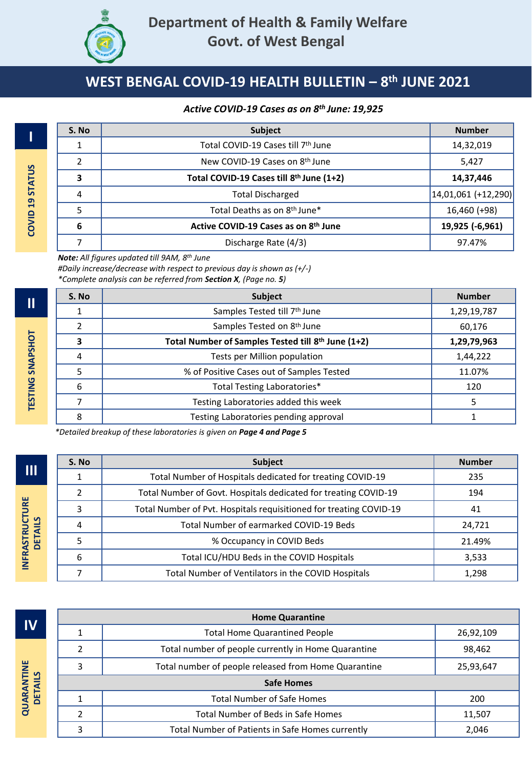# Department of Health & Family Welfare
# Govt. of West Bengal

## WEST BENGAL COVID-19 HEALTH BULLETIN – 8th JUNE 2021

*Active COVID-19 Cases as on 8th June: 19,925*

### I. COVID 19 STATUS

| S. No | Subject | Number |
|---|---|---|
| 1 | Total COVID-19 Cases till 7th June | 14,32,019 |
| 2 | New COVID-19 Cases on 8th June | 5,427 |
| **3** | **Total COVID-19 Cases till 8th June (1+2)** | **14,37,446** |
| 4 | Total Discharged | 14,01,061 (+12,290) |
| 5 | Total Deaths as on 8th June* | 16,460 (+98) |
| **6** | **Active COVID-19 Cases as on 8th June** | **19,925 (-6,961)** |
| 7 | Discharge Rate (4/3) | 97.47% |

***Note:*** *All figures updated till 9AM, 8th June*
*#Daily increase/decrease with respect to previous day is shown as (+/-)*
*\*Complete analysis can be referred from* ***Section X****, (Page no.* ***5****)*

### II. TESTING SNAPSHOT

| S. No | Subject | Number |
|---|---|---|
| 1 | Samples Tested till 7th June | 1,29,19,787 |
| 2 | Samples Tested on 8th June | 60,176 |
| **3** | **Total Number of Samples Tested till 8th June (1+2)** | **1,29,79,963** |
| 4 | Tests per Million population | 1,44,222 |
| 5 | % of Positive Cases out of Samples Tested | 11.07% |
| 6 | Total Testing Laboratories* | 120 |
| 7 | Testing Laboratories added this week | 5 |
| 8 | Testing Laboratories pending approval | 1 |

*\*Detailed breakup of these laboratories is given on* ***Page 4 and Page 5***

### III. INFRASTRUCTURE DETAILS

| S. No | Subject | Number |
|---|---|---|
| 1 | Total Number of Hospitals dedicated for treating COVID-19 | 235 |
| 2 | Total Number of Govt. Hospitals dedicated for treating COVID-19 | 194 |
| 3 | Total Number of Pvt. Hospitals requisitioned for treating COVID-19 | 41 |
| 4 | Total Number of earmarked COVID-19 Beds | 24,721 |
| 5 | % Occupancy in COVID Beds | 21.49% |
| 6 | Total ICU/HDU Beds in the COVID Hospitals | 3,533 |
| 7 | Total Number of Ventilators in the COVID Hospitals | 1,298 |

### IV. QUARANTINE DETAILS

| | **Home Quarantine** | |
|---|---|---|
| 1 | Total Home Quarantined People | 26,92,109 |
| 2 | Total number of people currently in Home Quarantine | 98,462 |
| 3 | Total number of people released from Home Quarantine | 25,93,647 |
| | **Safe Homes** | |
| 1 | Total Number of Safe Homes | 200 |
| 2 | Total Number of Beds in Safe Homes | 11,507 |
| 3 | Total Number of Patients in Safe Homes currently | 2,046 |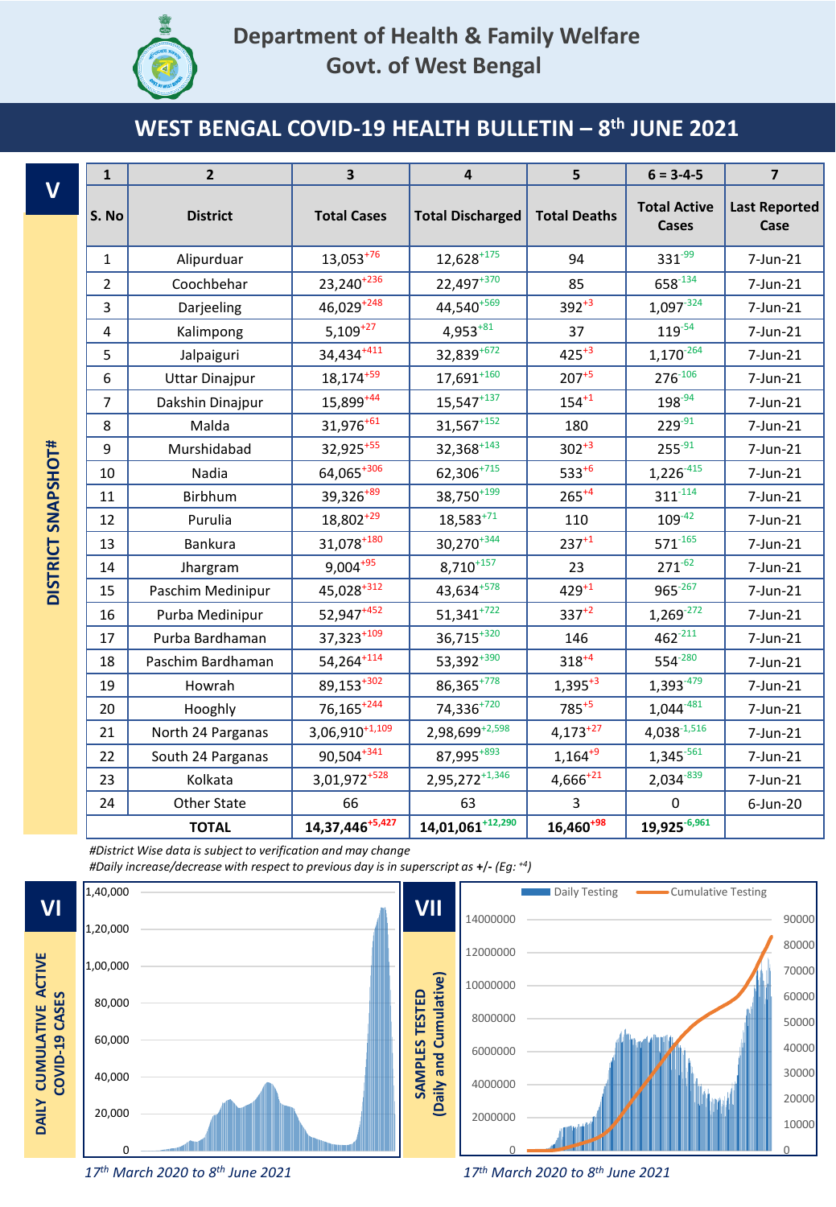# Department of Health & Family Welfare
## Govt. of West Bengal

## WEST BENGAL COVID-19 HEALTH BULLETIN – 8th JUNE 2021

### V DISTRICT SNAPSHOT#

| 1 | 2 | 3 | 4 | 5 | 6 = 3-4-5 | 7 |
|---|---|---|---|---|---|---|
| S. No | District | Total Cases | Total Discharged | Total Deaths | Total Active Cases | Last Reported Case |
| 1 | Alipurduar | 13,053 $^{+76}$ | 12,628 $^{+175}$ | 94 | 331 $^{-99}$ | 7-Jun-21 |
| 2 | Coochbehar | 23,240 $^{+236}$ | 22,497 $^{+370}$ | 85 | 658 $^{-134}$ | 7-Jun-21 |
| 3 | Darjeeling | 46,029 $^{+248}$ | 44,540 $^{+569}$ | 392 $^{+3}$ | 1,097 $^{-324}$ | 7-Jun-21 |
| 4 | Kalimpong | 5,109 $^{+27}$ | 4,953 $^{+81}$ | 37 | 119 $^{-54}$ | 7-Jun-21 |
| 5 | Jalpaiguri | 34,434 $^{+411}$ | 32,839 $^{+672}$ | 425 $^{+3}$ | 1,170 $^{-264}$ | 7-Jun-21 |
| 6 | Uttar Dinajpur | 18,174 $^{+59}$ | 17,691 $^{+160}$ | 207 $^{+5}$ | 276 $^{-106}$ | 7-Jun-21 |
| 7 | Dakshin Dinajpur | 15,899 $^{+44}$ | 15,547 $^{+137}$ | 154 $^{+1}$ | 198 $^{-94}$ | 7-Jun-21 |
| 8 | Malda | 31,976 $^{+61}$ | 31,567 $^{+152}$ | 180 | 229 $^{-91}$ | 7-Jun-21 |
| 9 | Murshidabad | 32,925 $^{+55}$ | 32,368 $^{+143}$ | 302 $^{+3}$ | 255 $^{-91}$ | 7-Jun-21 |
| 10 | Nadia | 64,065 $^{+306}$ | 62,306 $^{+715}$ | 533 $^{+6}$ | 1,226 $^{-415}$ | 7-Jun-21 |
| 11 | Birbhum | 39,326 $^{+89}$ | 38,750 $^{+199}$ | 265 $^{+4}$ | 311 $^{-114}$ | 7-Jun-21 |
| 12 | Purulia | 18,802 $^{+29}$ | 18,583 $^{+71}$ | 110 | 109 $^{-42}$ | 7-Jun-21 |
| 13 | Bankura | 31,078 $^{+180}$ | 30,270 $^{+344}$ | 237 $^{+1}$ | 571 $^{-165}$ | 7-Jun-21 |
| 14 | Jhargram | 9,004 $^{+95}$ | 8,710 $^{+157}$ | 23 | 271 $^{-62}$ | 7-Jun-21 |
| 15 | Paschim Medinipur | 45,028 $^{+312}$ | 43,634 $^{+578}$ | 429 $^{+1}$ | 965 $^{-267}$ | 7-Jun-21 |
| 16 | Purba Medinipur | 52,947 $^{+452}$ | 51,341 $^{+722}$ | 337 $^{+2}$ | 1,269 $^{-272}$ | 7-Jun-21 |
| 17 | Purba Bardhaman | 37,323 $^{+109}$ | 36,715 $^{+320}$ | 146 | 462 $^{-211}$ | 7-Jun-21 |
| 18 | Paschim Bardhaman | 54,264 $^{+114}$ | 53,392 $^{+390}$ | 318 $^{+4}$ | 554 $^{-280}$ | 7-Jun-21 |
| 19 | Howrah | 89,153 $^{+302}$ | 86,365 $^{+778}$ | 1,395 $^{+3}$ | 1,393 $^{-479}$ | 7-Jun-21 |
| 20 | Hooghly | 76,165 $^{+244}$ | 74,336 $^{+720}$ | 785 $^{+5}$ | 1,044 $^{-481}$ | 7-Jun-21 |
| 21 | North 24 Parganas | 3,06,910 $^{+1,109}$ | 2,98,699 $^{+2,598}$ | 4,173 $^{+27}$ | 4,038 $^{-1,516}$ | 7-Jun-21 |
| 22 | South 24 Parganas | 90,504 $^{+341}$ | 87,995 $^{+893}$ | 1,164 $^{+9}$ | 1,345 $^{-561}$ | 7-Jun-21 |
| 23 | Kolkata | 3,01,972 $^{+528}$ | 2,95,272 $^{+1,346}$ | 4,666 $^{+21}$ | 2,034 $^{-839}$ | 7-Jun-21 |
| 24 | Other State | 66 | 63 | 3 | 0 | 6-Jun-20 |
| | **TOTAL** | **14,37,446** $^{+5,427}$ | **14,01,061** $^{+12,290}$ | **16,460** $^{+98}$ | **19,925** $^{-6,961}$ | |

*#District Wise data is subject to verification and may change*

*#Daily increase/decrease with respect to previous day is in superscript as +/- (Eg: $^{+4}$)*

### VI DAILY CUMULATIVE ACTIVE COVID-19 CASES

*17th March 2020 to 8th June 2021*

### VII SAMPLES TESTED (Daily and Cumulative)

*17th March 2020 to 8th June 2021*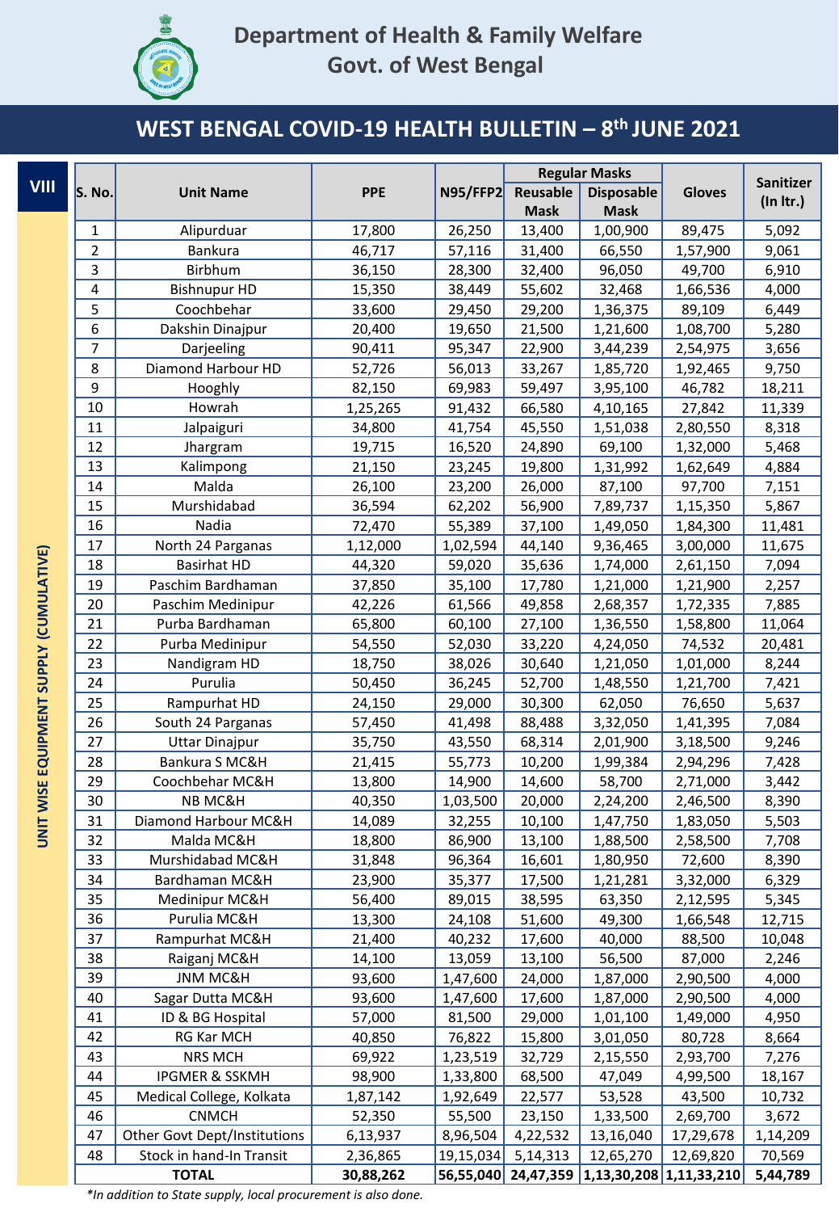# Department of Health & Family Welfare
# Govt. of West Bengal

## WEST BENGAL COVID-19 HEALTH BULLETIN – 8th JUNE 2021

### VIII UNIT WISE EQUIPMENT SUPPLY (CUMULATIVE)

| S. No. | Unit Name | PPE | N95/FFP2 | Regular Masks | | Gloves | Sanitizer (In ltr.) |
|---|---|---|---|---|---|---|---|
| | | | | Reusable Mask | Disposable Mask | | |
| 1 | Alipurduar | 17,800 | 26,250 | 13,400 | 1,00,900 | 89,475 | 5,092 |
| 2 | Bankura | 46,717 | 57,116 | 31,400 | 66,550 | 1,57,900 | 9,061 |
| 3 | Birbhum | 36,150 | 28,300 | 32,400 | 96,050 | 49,700 | 6,910 |
| 4 | Bishnupur HD | 15,350 | 38,449 | 55,602 | 32,468 | 1,66,536 | 4,000 |
| 5 | Coochbehar | 33,600 | 29,450 | 29,200 | 1,36,375 | 89,109 | 6,449 |
| 6 | Dakshin Dinajpur | 20,400 | 19,650 | 21,500 | 1,21,600 | 1,08,700 | 5,280 |
| 7 | Darjeeling | 90,411 | 95,347 | 22,900 | 3,44,239 | 2,54,975 | 3,656 |
| 8 | Diamond Harbour HD | 52,726 | 56,013 | 33,267 | 1,85,720 | 1,92,465 | 9,750 |
| 9 | Hooghly | 82,150 | 69,983 | 59,497 | 3,95,100 | 46,782 | 18,211 |
| 10 | Howrah | 1,25,265 | 91,432 | 66,580 | 4,10,165 | 27,842 | 11,339 |
| 11 | Jalpaiguri | 34,800 | 41,754 | 45,550 | 1,51,038 | 2,80,550 | 8,318 |
| 12 | Jhargram | 19,715 | 16,520 | 24,890 | 69,100 | 1,32,000 | 5,468 |
| 13 | Kalimpong | 21,150 | 23,245 | 19,800 | 1,31,992 | 1,62,649 | 4,884 |
| 14 | Malda | 26,100 | 23,200 | 26,000 | 87,100 | 97,700 | 7,151 |
| 15 | Murshidabad | 36,594 | 62,202 | 56,900 | 7,89,737 | 1,15,350 | 5,867 |
| 16 | Nadia | 72,470 | 55,389 | 37,100 | 1,49,050 | 1,84,300 | 11,481 |
| 17 | North 24 Parganas | 1,12,000 | 1,02,594 | 44,140 | 9,36,465 | 3,00,000 | 11,675 |
| 18 | Basirhat HD | 44,320 | 59,020 | 35,636 | 1,74,000 | 2,61,150 | 7,094 |
| 19 | Paschim Bardhaman | 37,850 | 35,100 | 17,780 | 1,21,000 | 1,21,900 | 2,257 |
| 20 | Paschim Medinipur | 42,226 | 61,566 | 49,858 | 2,68,357 | 1,72,335 | 7,885 |
| 21 | Purba Bardhaman | 65,800 | 60,100 | 27,100 | 1,36,550 | 1,58,800 | 11,064 |
| 22 | Purba Medinipur | 54,550 | 52,030 | 33,220 | 4,24,050 | 74,532 | 20,481 |
| 23 | Nandigram HD | 18,750 | 38,026 | 30,640 | 1,21,050 | 1,01,000 | 8,244 |
| 24 | Purulia | 50,450 | 36,245 | 52,700 | 1,48,550 | 1,21,700 | 7,421 |
| 25 | Rampurhat HD | 24,150 | 29,000 | 30,300 | 62,050 | 76,650 | 5,637 |
| 26 | South 24 Parganas | 57,450 | 41,498 | 88,488 | 3,32,050 | 1,41,395 | 7,084 |
| 27 | Uttar Dinajpur | 35,750 | 43,550 | 68,314 | 2,01,900 | 3,18,500 | 9,246 |
| 28 | Bankura S MC&H | 21,415 | 55,773 | 10,200 | 1,99,384 | 2,94,296 | 7,428 |
| 29 | Coochbehar MC&H | 13,800 | 14,900 | 14,600 | 58,700 | 2,71,000 | 3,442 |
| 30 | NB MC&H | 40,350 | 1,03,500 | 20,000 | 2,24,200 | 2,46,500 | 8,390 |
| 31 | Diamond Harbour MC&H | 14,089 | 32,255 | 10,100 | 1,47,750 | 1,83,050 | 5,503 |
| 32 | Malda MC&H | 18,800 | 86,900 | 13,100 | 1,88,500 | 2,58,500 | 7,708 |
| 33 | Murshidabad MC&H | 31,848 | 96,364 | 16,601 | 1,80,950 | 72,600 | 8,390 |
| 34 | Bardhaman MC&H | 23,900 | 35,377 | 17,500 | 1,21,281 | 3,32,000 | 6,329 |
| 35 | Medinipur MC&H | 56,400 | 89,015 | 38,595 | 63,350 | 2,12,595 | 5,345 |
| 36 | Purulia MC&H | 13,300 | 24,108 | 51,600 | 49,300 | 1,66,548 | 12,715 |
| 37 | Rampurhat MC&H | 21,400 | 40,232 | 17,600 | 40,000 | 88,500 | 10,048 |
| 38 | Raiganj MC&H | 14,100 | 13,059 | 13,100 | 56,500 | 87,000 | 2,246 |
| 39 | JNM MC&H | 93,600 | 1,47,600 | 24,000 | 1,87,000 | 2,90,500 | 4,000 |
| 40 | Sagar Dutta MC&H | 93,600 | 1,47,600 | 17,600 | 1,87,000 | 2,90,500 | 4,000 |
| 41 | ID & BG Hospital | 57,000 | 81,500 | 29,000 | 1,01,100 | 1,49,000 | 4,950 |
| 42 | RG Kar MCH | 40,850 | 76,822 | 15,800 | 3,01,050 | 80,728 | 8,664 |
| 43 | NRS MCH | 69,922 | 1,23,519 | 32,729 | 2,15,550 | 2,93,700 | 7,276 |
| 44 | IPGMER & SSKMH | 98,900 | 1,33,800 | 68,500 | 47,049 | 4,99,500 | 18,167 |
| 45 | Medical College, Kolkata | 1,87,142 | 1,92,649 | 22,577 | 53,528 | 43,500 | 10,732 |
| 46 | CNMCH | 52,350 | 55,500 | 23,150 | 1,33,500 | 2,69,700 | 3,672 |
| 47 | Other Govt Dept/Institutions | 6,13,937 | 8,96,504 | 4,22,532 | 13,16,040 | 17,29,678 | 1,14,209 |
| 48 | Stock in hand-In Transit | 2,36,865 | 19,15,034 | 5,14,313 | 12,65,270 | 12,69,820 | 70,569 |
| | **TOTAL** | **30,88,262** | **56,55,040** | **24,47,359** | **1,13,30,208** | **1,11,33,210** | **5,44,789** |

*In addition to State supply, local procurement is also done.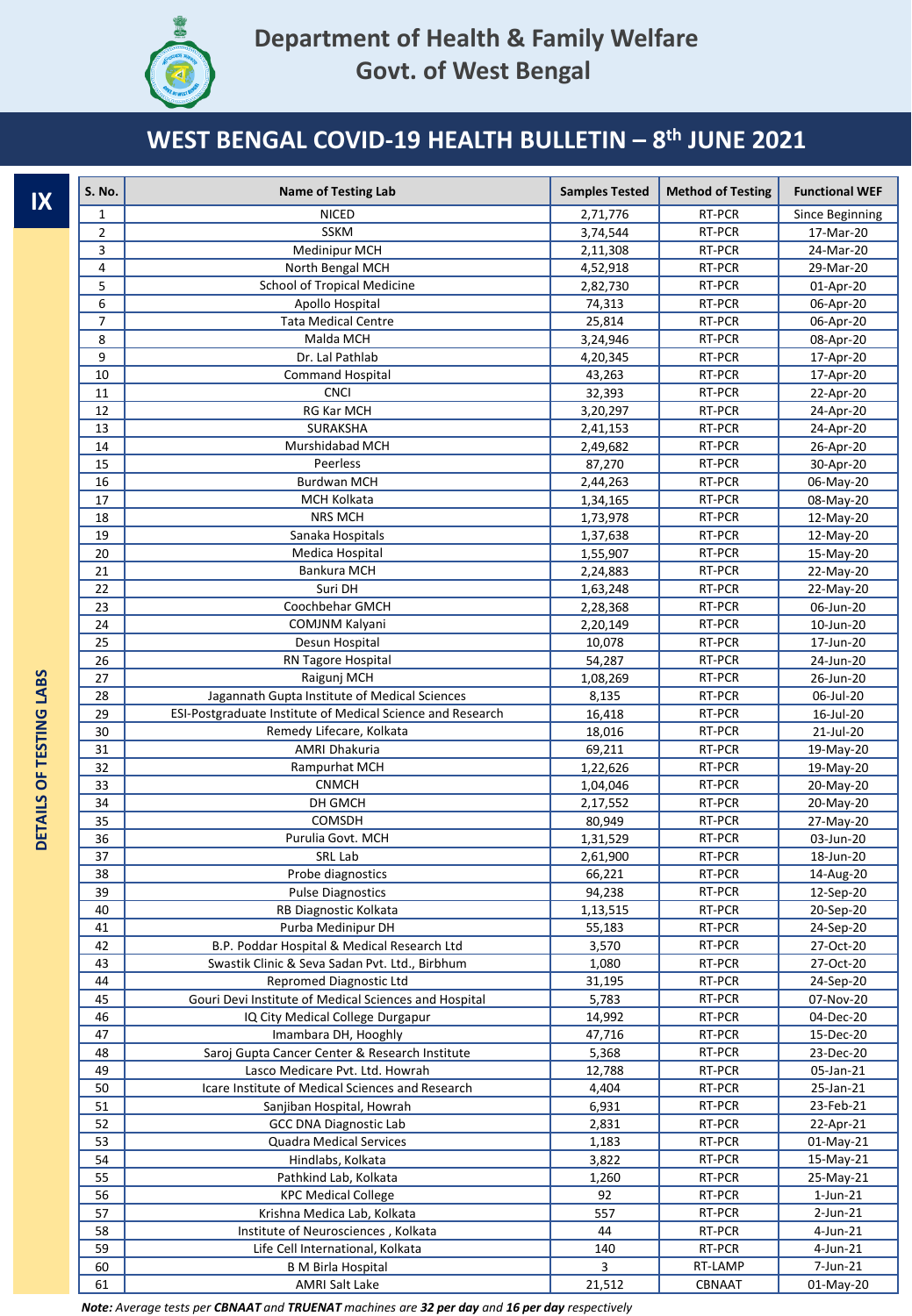# Department of Health & Family Welfare
# Govt. of West Bengal

## WEST BENGAL COVID-19 HEALTH BULLETIN – 8th JUNE 2021

### IX DETAILS OF TESTING LABS

| S. No. | Name of Testing Lab | Samples Tested | Method of Testing | Functional WEF |
|---|---|---|---|---|
| 1 | NICED | 2,71,776 | RT-PCR | Since Beginning |
| 2 | SSKM | 3,74,544 | RT-PCR | 17-Mar-20 |
| 3 | Medinipur MCH | 2,11,308 | RT-PCR | 24-Mar-20 |
| 4 | North Bengal MCH | 4,52,918 | RT-PCR | 29-Mar-20 |
| 5 | School of Tropical Medicine | 2,82,730 | RT-PCR | 01-Apr-20 |
| 6 | Apollo Hospital | 74,313 | RT-PCR | 06-Apr-20 |
| 7 | Tata Medical Centre | 25,814 | RT-PCR | 06-Apr-20 |
| 8 | Malda MCH | 3,24,946 | RT-PCR | 08-Apr-20 |
| 9 | Dr. Lal Pathlab | 4,20,345 | RT-PCR | 17-Apr-20 |
| 10 | Command Hospital | 43,263 | RT-PCR | 17-Apr-20 |
| 11 | CNCI | 32,393 | RT-PCR | 22-Apr-20 |
| 12 | RG Kar MCH | 3,20,297 | RT-PCR | 24-Apr-20 |
| 13 | SURAKSHA | 2,41,153 | RT-PCR | 24-Apr-20 |
| 14 | Murshidabad MCH | 2,49,682 | RT-PCR | 26-Apr-20 |
| 15 | Peerless | 87,270 | RT-PCR | 30-Apr-20 |
| 16 | Burdwan MCH | 2,44,263 | RT-PCR | 06-May-20 |
| 17 | MCH Kolkata | 1,34,165 | RT-PCR | 08-May-20 |
| 18 | NRS MCH | 1,73,978 | RT-PCR | 12-May-20 |
| 19 | Sanaka Hospitals | 1,37,638 | RT-PCR | 12-May-20 |
| 20 | Medica Hospital | 1,55,907 | RT-PCR | 15-May-20 |
| 21 | Bankura MCH | 2,24,883 | RT-PCR | 22-May-20 |
| 22 | Suri DH | 1,63,248 | RT-PCR | 22-May-20 |
| 23 | Coochbehar GMCH | 2,28,368 | RT-PCR | 06-Jun-20 |
| 24 | COMJNM Kalyani | 2,20,149 | RT-PCR | 10-Jun-20 |
| 25 | Desun Hospital | 10,078 | RT-PCR | 17-Jun-20 |
| 26 | RN Tagore Hospital | 54,287 | RT-PCR | 24-Jun-20 |
| 27 | Raigunj MCH | 1,08,269 | RT-PCR | 26-Jun-20 |
| 28 | Jagannath Gupta Institute of Medical Sciences | 8,135 | RT-PCR | 06-Jul-20 |
| 29 | ESI-Postgraduate Institute of Medical Science and Research | 16,418 | RT-PCR | 16-Jul-20 |
| 30 | Remedy Lifecare, Kolkata | 18,016 | RT-PCR | 21-Jul-20 |
| 31 | AMRI Dhakuria | 69,211 | RT-PCR | 19-May-20 |
| 32 | Rampurhat MCH | 1,22,626 | RT-PCR | 19-May-20 |
| 33 | CNMCH | 1,04,046 | RT-PCR | 20-May-20 |
| 34 | DH GMCH | 2,17,552 | RT-PCR | 20-May-20 |
| 35 | COMSDH | 80,949 | RT-PCR | 27-May-20 |
| 36 | Purulia Govt. MCH | 1,31,529 | RT-PCR | 03-Jun-20 |
| 37 | SRL Lab | 2,61,900 | RT-PCR | 18-Jun-20 |
| 38 | Probe diagnostics | 66,221 | RT-PCR | 14-Aug-20 |
| 39 | Pulse Diagnostics | 94,238 | RT-PCR | 12-Sep-20 |
| 40 | RB Diagnostic Kolkata | 1,13,515 | RT-PCR | 20-Sep-20 |
| 41 | Purba Medinipur DH | 55,183 | RT-PCR | 24-Sep-20 |
| 42 | B.P. Poddar Hospital & Medical Research Ltd | 3,570 | RT-PCR | 27-Oct-20 |
| 43 | Swastik Clinic & Seva Sadan Pvt. Ltd., Birbhum | 1,080 | RT-PCR | 27-Oct-20 |
| 44 | Repromed Diagnostic Ltd | 31,195 | RT-PCR | 24-Sep-20 |
| 45 | Gouri Devi Institute of Medical Sciences and Hospital | 5,783 | RT-PCR | 07-Nov-20 |
| 46 | IQ City Medical College Durgapur | 14,992 | RT-PCR | 04-Dec-20 |
| 47 | Imambara DH, Hooghly | 47,716 | RT-PCR | 15-Dec-20 |
| 48 | Saroj Gupta Cancer Center & Research Institute | 5,368 | RT-PCR | 23-Dec-20 |
| 49 | Lasco Medicare Pvt. Ltd. Howrah | 12,788 | RT-PCR | 05-Jan-21 |
| 50 | Icare Institute of Medical Sciences and Research | 4,404 | RT-PCR | 25-Jan-21 |
| 51 | Sanjiban Hospital, Howrah | 6,931 | RT-PCR | 23-Feb-21 |
| 52 | GCC DNA Diagnostic Lab | 2,831 | RT-PCR | 22-Apr-21 |
| 53 | Quadra Medical Services | 1,183 | RT-PCR | 01-May-21 |
| 54 | Hindlabs, Kolkata | 3,822 | RT-PCR | 15-May-21 |
| 55 | Pathkind Lab, Kolkata | 1,260 | RT-PCR | 25-May-21 |
| 56 | KPC Medical College | 92 | RT-PCR | 1-Jun-21 |
| 57 | Krishna Medica Lab, Kolkata | 557 | RT-PCR | 2-Jun-21 |
| 58 | Institute of Neurosciences , Kolkata | 44 | RT-PCR | 4-Jun-21 |
| 59 | Life Cell International, Kolkata | 140 | RT-PCR | 4-Jun-21 |
| 60 | B M Birla Hospital | 3 | RT-LAMP | 7-Jun-21 |
| 61 | AMRI Salt Lake | 21,512 | CBNAAT | 01-May-20 |

***Note:** Average tests per **CBNAAT** and **TRUENAT** machines are **32 per day** and **16 per day** respectively*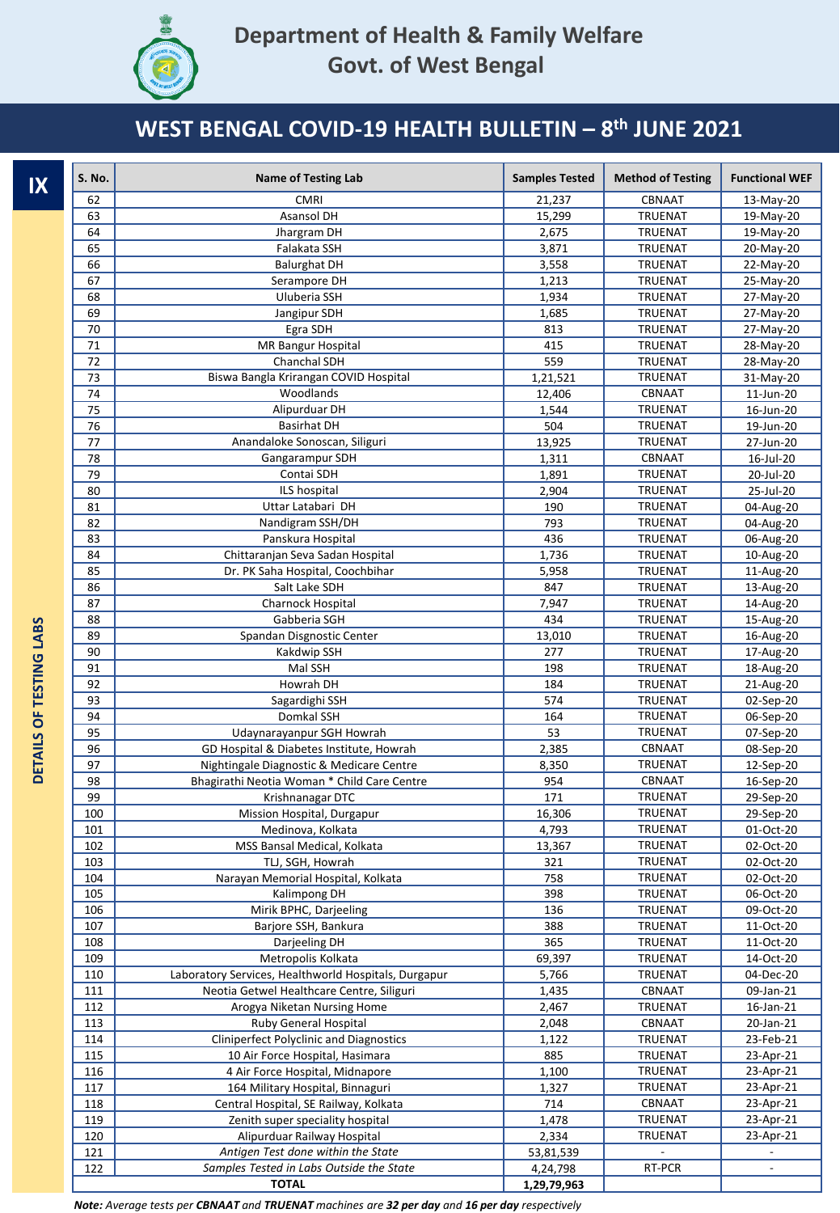# Department of Health & Family Welfare
# Govt. of West Bengal

## WEST BENGAL COVID-19 HEALTH BULLETIN – 8th JUNE 2021

**IX**

**DETAILS OF TESTING LABS**

| S. No. | Name of Testing Lab | Samples Tested | Method of Testing | Functional WEF |
|---|---|---|---|---|
| 62 | CMRI | 21,237 | CBNAAT | 13-May-20 |
| 63 | Asansol DH | 15,299 | TRUENAT | 19-May-20 |
| 64 | Jhargram DH | 2,675 | TRUENAT | 19-May-20 |
| 65 | Falakata SSH | 3,871 | TRUENAT | 20-May-20 |
| 66 | Balurghat DH | 3,558 | TRUENAT | 22-May-20 |
| 67 | Serampore DH | 1,213 | TRUENAT | 25-May-20 |
| 68 | Uluberia SSH | 1,934 | TRUENAT | 27-May-20 |
| 69 | Jangipur SDH | 1,685 | TRUENAT | 27-May-20 |
| 70 | Egra SDH | 813 | TRUENAT | 27-May-20 |
| 71 | MR Bangur Hospital | 415 | TRUENAT | 28-May-20 |
| 72 | Chanchal SDH | 559 | TRUENAT | 28-May-20 |
| 73 | Biswa Bangla Krirangan COVID Hospital | 1,21,521 | TRUENAT | 31-May-20 |
| 74 | Woodlands | 12,406 | CBNAAT | 11-Jun-20 |
| 75 | Alipurduar DH | 1,544 | TRUENAT | 16-Jun-20 |
| 76 | Basirhat DH | 504 | TRUENAT | 19-Jun-20 |
| 77 | Anandaloke Sonoscan, Siliguri | 13,925 | TRUENAT | 27-Jun-20 |
| 78 | Gangarampur SDH | 1,311 | CBNAAT | 16-Jul-20 |
| 79 | Contai SDH | 1,891 | TRUENAT | 20-Jul-20 |
| 80 | ILS hospital | 2,904 | TRUENAT | 25-Jul-20 |
| 81 | Uttar Latabari DH | 190 | TRUENAT | 04-Aug-20 |
| 82 | Nandigram SSH/DH | 793 | TRUENAT | 04-Aug-20 |
| 83 | Panskura Hospital | 436 | TRUENAT | 06-Aug-20 |
| 84 | Chittaranjan Seva Sadan Hospital | 1,736 | TRUENAT | 10-Aug-20 |
| 85 | Dr. PK Saha Hospital, Coochbihar | 5,958 | TRUENAT | 11-Aug-20 |
| 86 | Salt Lake SDH | 847 | TRUENAT | 13-Aug-20 |
| 87 | Charnock Hospital | 7,947 | TRUENAT | 14-Aug-20 |
| 88 | Gabberia SGH | 434 | TRUENAT | 15-Aug-20 |
| 89 | Spandan Disgnostic Center | 13,010 | TRUENAT | 16-Aug-20 |
| 90 | Kakdwip SSH | 277 | TRUENAT | 17-Aug-20 |
| 91 | Mal SSH | 198 | TRUENAT | 18-Aug-20 |
| 92 | Howrah DH | 184 | TRUENAT | 21-Aug-20 |
| 93 | Sagardighi SSH | 574 | TRUENAT | 02-Sep-20 |
| 94 | Domkal SSH | 164 | TRUENAT | 06-Sep-20 |
| 95 | Udaynarayanpur SGH Howrah | 53 | TRUENAT | 07-Sep-20 |
| 96 | GD Hospital & Diabetes Institute, Howrah | 2,385 | CBNAAT | 08-Sep-20 |
| 97 | Nightingale Diagnostic & Medicare Centre | 8,350 | TRUENAT | 12-Sep-20 |
| 98 | Bhagirathi Neotia Woman * Child Care Centre | 954 | CBNAAT | 16-Sep-20 |
| 99 | Krishnanagar DTC | 171 | TRUENAT | 29-Sep-20 |
| 100 | Mission Hospital, Durgapur | 16,306 | TRUENAT | 29-Sep-20 |
| 101 | Medinova, Kolkata | 4,793 | TRUENAT | 01-Oct-20 |
| 102 | MSS Bansal Medical, Kolkata | 13,367 | TRUENAT | 02-Oct-20 |
| 103 | TLJ, SGH, Howrah | 321 | TRUENAT | 02-Oct-20 |
| 104 | Narayan Memorial Hospital, Kolkata | 758 | TRUENAT | 02-Oct-20 |
| 105 | Kalimpong DH | 398 | TRUENAT | 06-Oct-20 |
| 106 | Mirik BPHC, Darjeeling | 136 | TRUENAT | 09-Oct-20 |
| 107 | Barjore SSH, Bankura | 388 | TRUENAT | 11-Oct-20 |
| 108 | Darjeeling DH | 365 | TRUENAT | 11-Oct-20 |
| 109 | Metropolis Kolkata | 69,397 | TRUENAT | 14-Oct-20 |
| 110 | Laboratory Services, Healthworld Hospitals, Durgapur | 5,766 | TRUENAT | 04-Dec-20 |
| 111 | Neotia Getwel Healthcare Centre, Siliguri | 1,435 | CBNAAT | 09-Jan-21 |
| 112 | Arogya Niketan Nursing Home | 2,467 | TRUENAT | 16-Jan-21 |
| 113 | Ruby General Hospital | 2,048 | CBNAAT | 20-Jan-21 |
| 114 | Cliniperfect Polyclinic and Diagnostics | 1,122 | TRUENAT | 23-Feb-21 |
| 115 | 10 Air Force Hospital, Hasimara | 885 | TRUENAT | 23-Apr-21 |
| 116 | 4 Air Force Hospital, Midnapore | 1,100 | TRUENAT | 23-Apr-21 |
| 117 | 164 Military Hospital, Binnaguri | 1,327 | TRUENAT | 23-Apr-21 |
| 118 | Central Hospital, SE Railway, Kolkata | 714 | CBNAAT | 23-Apr-21 |
| 119 | Zenith super speciality hospital | 1,478 | TRUENAT | 23-Apr-21 |
| 120 | Alipurduar Railway Hospital | 2,334 | TRUENAT | 23-Apr-21 |
| 121 | *Antigen Test done within the State* | 53,81,539 | - | - |
| 122 | *Samples Tested in Labs Outside the State* | 4,24,798 | RT-PCR | - |
| | **TOTAL** | **1,29,79,963** | | |

***Note:** Average tests per **CBNAAT** and **TRUENAT** machines are **32 per day** and **16 per day** respectively*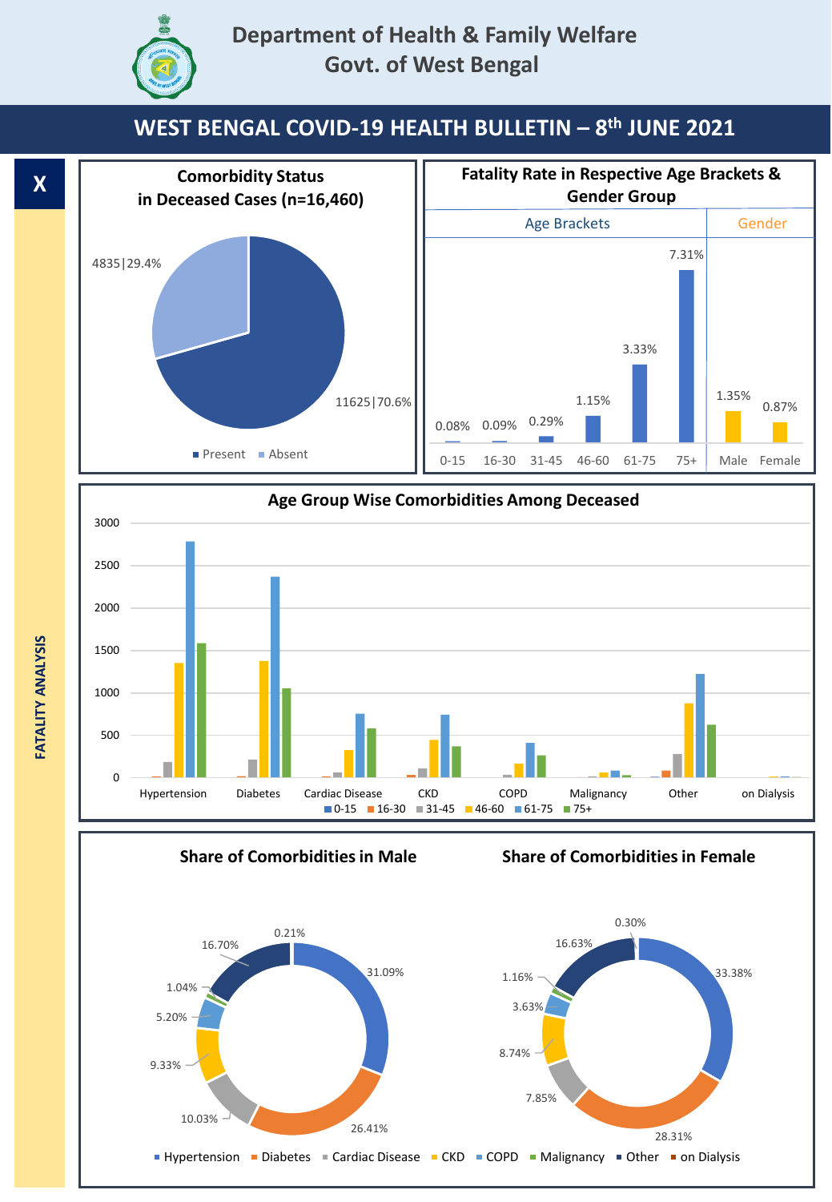# Department of Health & Family Welfare
# Govt. of West Bengal

## WEST BENGAL COVID-19 HEALTH BULLETIN – 8th JUNE 2021

**X**

**FATALITY ANALYSIS**

### Comorbidity Status in Deceased Cases (n=16,460)

| Status | Count | Share |
|---|---|---|
| Present | 11625 | 70.6% |
| Absent | 4835 | 29.4% |

### Fatality Rate in Respective Age Brackets & Gender Group

| Age Brackets | | | | | | Gender | |
|---|---|---|---|---|---|---|---|
| 0-15 | 16-30 | 31-45 | 46-60 | 61-75 | 75+ | Male | Female |
| 0.08% | 0.09% | 0.29% | 1.15% | 3.33% | 7.31% | 1.35% | 0.87% |

### Age Group Wise Comorbidities Among Deceased

Categories: Hypertension, Diabetes, Cardiac Disease, CKD, COPD, Malignancy, Other, on Dialysis

Legend: 0-15, 16-30, 31-45, 46-60, 61-75, 75+

### Share of Comorbidities in Male

| Comorbidity | Share |
|---|---|
| Hypertension | 31.09% |
| Diabetes | 26.41% |
| Cardiac Disease | 10.03% |
| CKD | 9.33% |
| COPD | 5.20% |
| Malignancy | 1.04% |
| Other | 16.70% |
| on Dialysis | 0.21% |

### Share of Comorbidities in Female

| Comorbidity | Share |
|---|---|
| Hypertension | 33.38% |
| Diabetes | 28.31% |
| Cardiac Disease | 7.85% |
| CKD | 8.74% |
| COPD | 3.63% |
| Malignancy | 1.16% |
| Other | 16.63% |
| on Dialysis | 0.30% |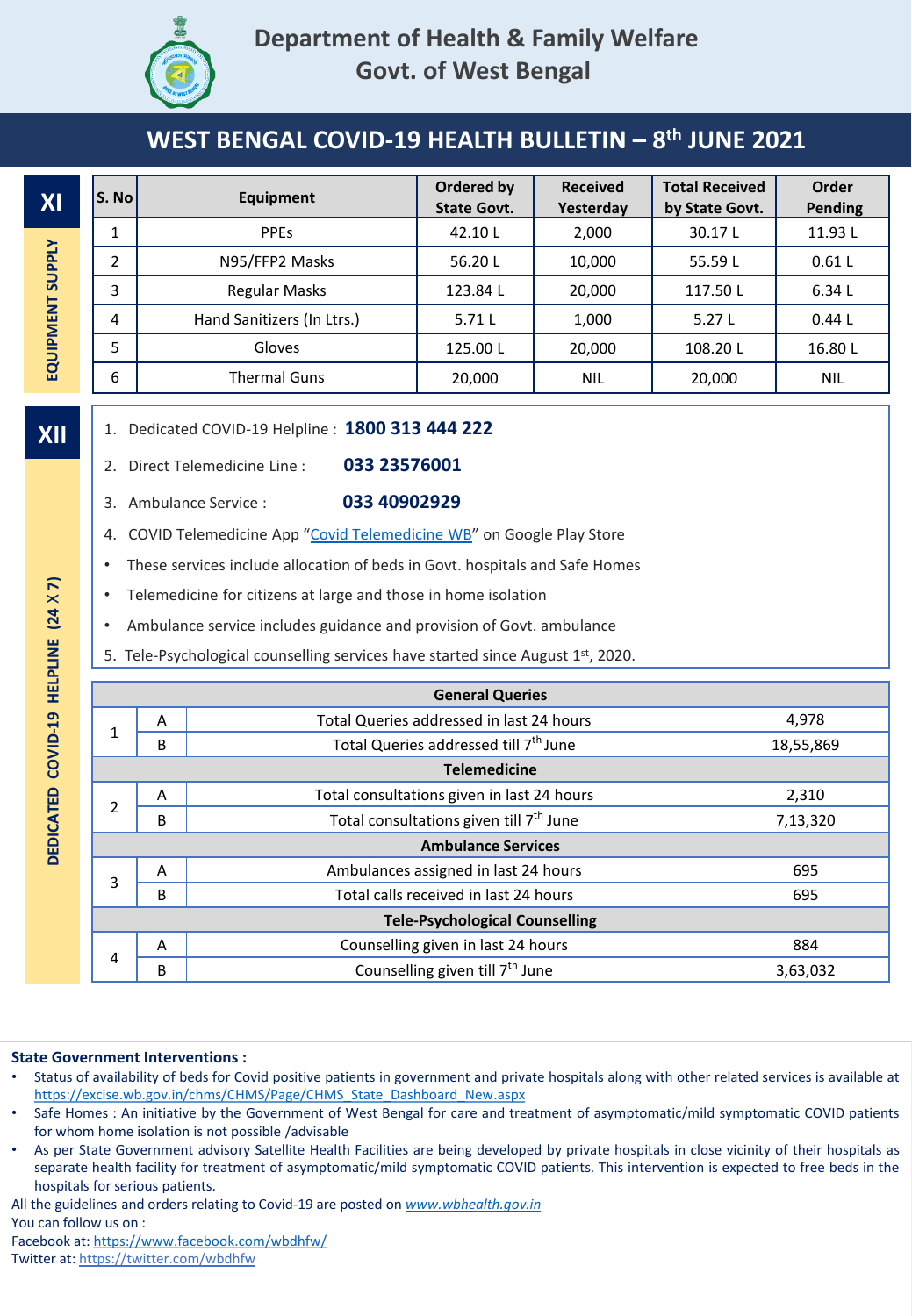Department of Health & Family Welfare
Govt. of West Bengal

# WEST BENGAL COVID-19 HEALTH BULLETIN – 8th JUNE 2021

## XI EQUIPMENT SUPPLY

| S. No | Equipment | Ordered by State Govt. | Received Yesterday | Total Received by State Govt. | Order Pending |
|---|---|---|---|---|---|
| 1 | PPEs | 42.10 L | 2,000 | 30.17 L | 11.93 L |
| 2 | N95/FFP2 Masks | 56.20 L | 10,000 | 55.59 L | 0.61 L |
| 3 | Regular Masks | 123.84 L | 20,000 | 117.50 L | 6.34 L |
| 4 | Hand Sanitizers (In Ltrs.) | 5.71 L | 1,000 | 5.27 L | 0.44 L |
| 5 | Gloves | 125.00 L | 20,000 | 108.20 L | 16.80 L |
| 6 | Thermal Guns | 20,000 | NIL | 20,000 | NIL |

## XII DEDICATED COVID-19 HELPLINE (24 X 7)

1. Dedicated COVID-19 Helpline : **1800 313 444 222**
2. Direct Telemedicine Line : **033 23576001**
3. Ambulance Service : **033 40902929**
4. COVID Telemedicine App "Covid Telemedicine WB" on Google Play Store

- These services include allocation of beds in Govt. hospitals and Safe Homes
- Telemedicine for citizens at large and those in home isolation
- Ambulance service includes guidance and provision of Govt. ambulance

5. Tele-Psychological counselling services have started since August 1st, 2020.

| | | | |
|---|---|---|---|
| **General Queries** | | | |
| 1 | A | Total Queries addressed in last 24 hours | 4,978 |
| | B | Total Queries addressed till 7th June | 18,55,869 |
| **Telemedicine** | | | |
| 2 | A | Total consultations given in last 24 hours | 2,310 |
| | B | Total consultations given till 7th June | 7,13,320 |
| **Ambulance Services** | | | |
| 3 | A | Ambulances assigned in last 24 hours | 695 |
| | B | Total calls received in last 24 hours | 695 |
| **Tele-Psychological Counselling** | | | |
| 4 | A | Counselling given in last 24 hours | 884 |
| | B | Counselling given till 7th June | 3,63,032 |

**State Government Interventions :**

- Status of availability of beds for Covid positive patients in government and private hospitals along with other related services is available at https://excise.wb.gov.in/chms/CHMS/Page/CHMS_State_Dashboard_New.aspx
- Safe Homes : An initiative by the Government of West Bengal for care and treatment of asymptomatic/mild symptomatic COVID patients for whom home isolation is not possible /advisable
- As per State Government advisory Satellite Health Facilities are being developed by private hospitals in close vicinity of their hospitals as separate health facility for treatment of asymptomatic/mild symptomatic COVID patients. This intervention is expected to free beds in the hospitals for serious patients.

All the guidelines and orders relating to Covid-19 are posted on *www.wbhealth.gov.in*

You can follow us on :

Facebook at: https://www.facebook.com/wbdhfw/

Twitter at: https://twitter.com/wbdhfw